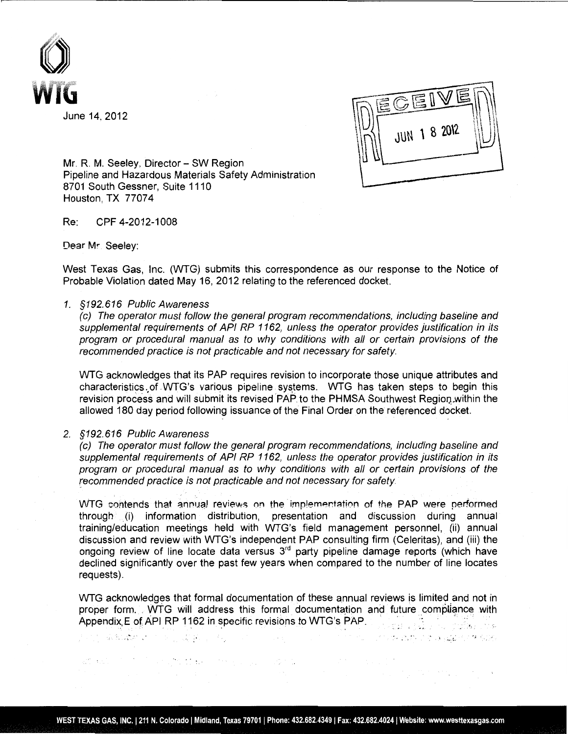WTG

June 14, 2012

RECEIVED
JUN 18 2012

Mr. R. M. Seeley, Director – SW Region
Pipeline and Hazardous Materials Safety Administration
8701 South Gessner, Suite 1110
Houston, TX 77074

Re: CPF 4-2012-1008

Dear Mr. Seeley:

West Texas Gas, Inc. (WTG) submits this correspondence as our response to the Notice of Probable Violation dated May 16, 2012 relating to the referenced docket.

1. *§192.616 Public Awareness*

   *(c) The operator must follow the general program recommendations, including baseline and supplemental requirements of API RP 1162, unless the operator provides justification in its program or procedural manual as to why conditions with all or certain provisions of the recommended practice is not practicable and not necessary for safety.*

   WTG acknowledges that its PAP requires revision to incorporate those unique attributes and characteristics of WTG's various pipeline systems. WTG has taken steps to begin this revision process and will submit its revised PAP to the PHMSA Southwest Region within the allowed 180 day period following issuance of the Final Order on the referenced docket.

2. *§192.616 Public Awareness*

   *(c) The operator must follow the general program recommendations, including baseline and supplemental requirements of API RP 1162, unless the operator provides justification in its program or procedural manual as to why conditions with all or certain provisions of the recommended practice is not practicable and not necessary for safety.*

   WTG contends that annual reviews on the implementation of the PAP were performed through (i) information distribution, presentation and discussion during annual training/education meetings held with WTG's field management personnel, (ii) annual discussion and review with WTG's independent PAP consulting firm (Celeritas), and (iii) the ongoing review of line locate data versus 3rd party pipeline damage reports (which have declined significantly over the past few years when compared to the number of line locates requests).

   WTG acknowledges that formal documentation of these annual reviews is limited and not in proper form. WTG will address this formal documentation and future compliance with Appendix E of API RP 1162 in specific revisions to WTG's PAP.

WEST TEXAS GAS, INC. | 211 N. Colorado | Midland, Texas 79701 | Phone: 432.682.4349 | Fax: 432.682.4024 | Website: www.westtexasgas.com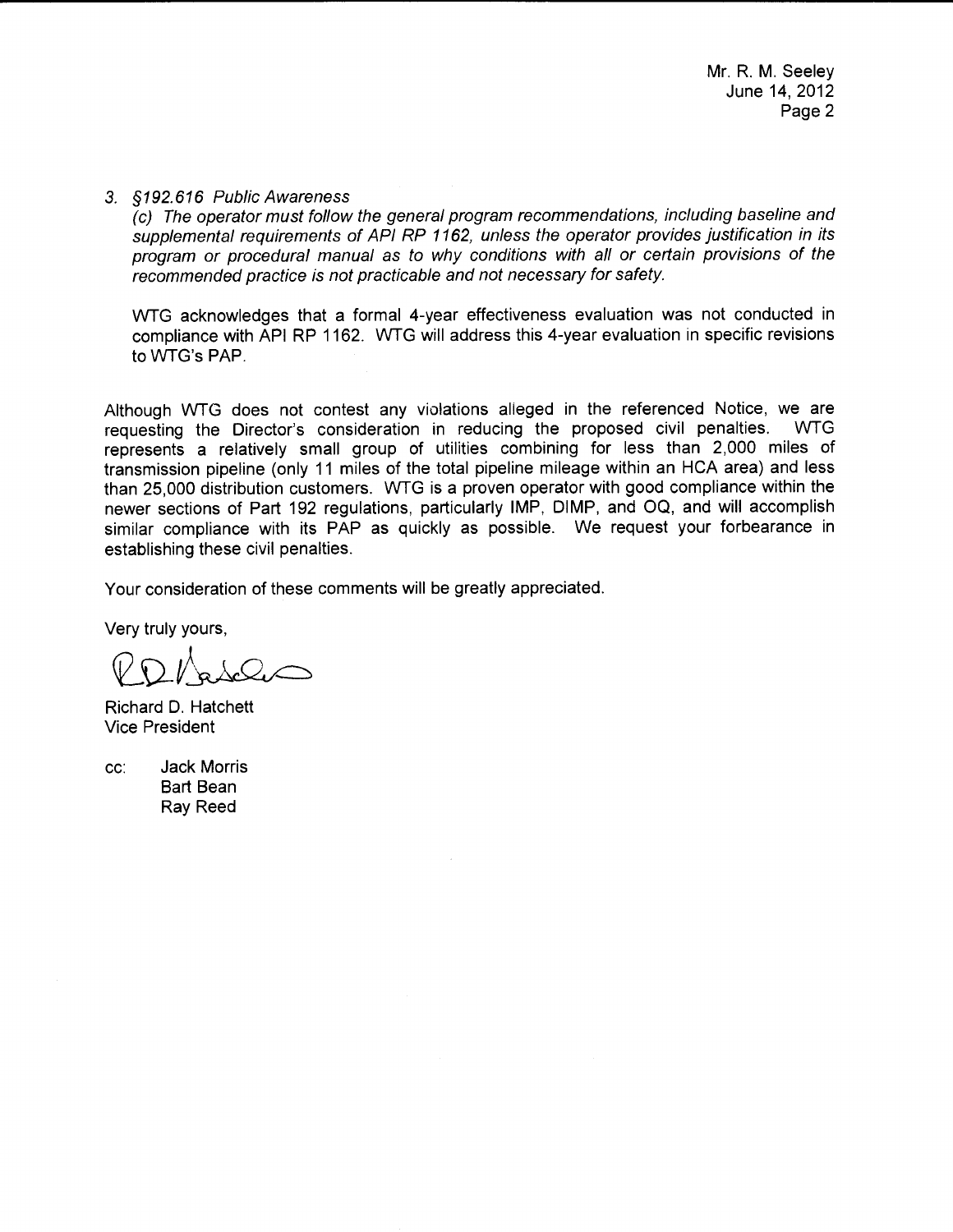3. *§192.616 Public Awareness*

   *(c) The operator must follow the general program recommendations, including baseline and supplemental requirements of API RP 1162, unless the operator provides justification in its program or procedural manual as to why conditions with all or certain provisions of the recommended practice is not practicable and not necessary for safety.*

   WTG acknowledges that a formal 4-year effectiveness evaluation was not conducted in compliance with API RP 1162. WTG will address this 4-year evaluation in specific revisions to WTG's PAP.

Although WTG does not contest any violations alleged in the referenced Notice, we are requesting the Director's consideration in reducing the proposed civil penalties. WTG represents a relatively small group of utilities combining for less than 2,000 miles of transmission pipeline (only 11 miles of the total pipeline mileage within an HCA area) and less than 25,000 distribution customers. WTG is a proven operator with good compliance within the newer sections of Part 192 regulations, particularly IMP, DIMP, and OQ, and will accomplish similar compliance with its PAP as quickly as possible. We request your forbearance in establishing these civil penalties.

Your consideration of these comments will be greatly appreciated.

Very truly yours,

Richard D. Hatchett
Vice President

cc: Jack Morris
Bart Bean
Ray Reed